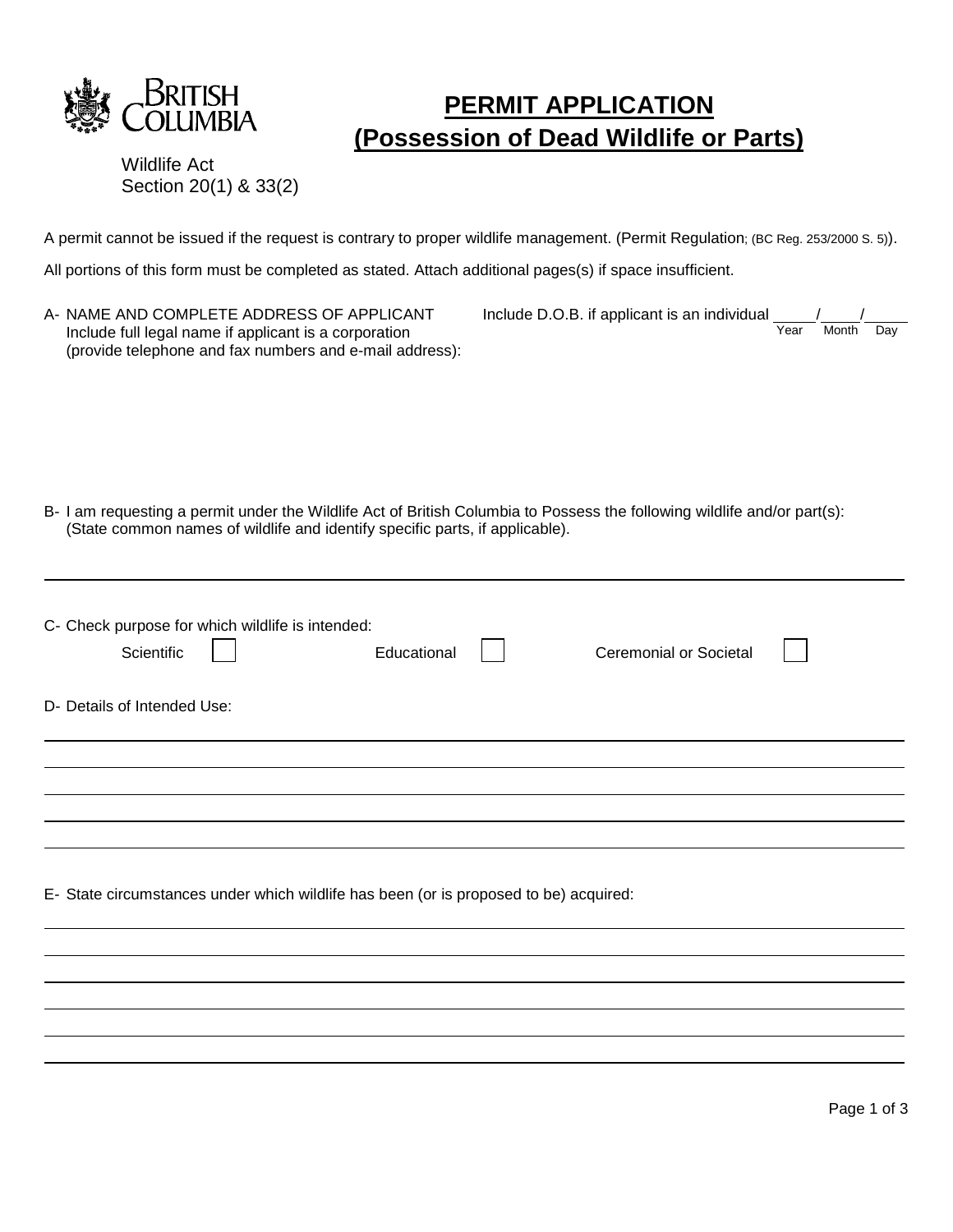BRITISH COLUMBIA

Wildlife Act
Section 20(1) & 33(2)

# PERMIT APPLICATION
# (Possession of Dead Wildlife or Parts)

A permit cannot be issued if the request is contrary to proper wildlife management. (Permit Regulation; (BC Reg. 253/2000 S. 5)).

All portions of this form must be completed as stated. Attach additional pages(s) if space insufficient.

A- NAME AND COMPLETE ADDRESS OF APPLICANT
Include full legal name if applicant is a corporation
(provide telephone and fax numbers and e-mail address):

Include D.O.B. if applicant is an individual _____/_____/_____
Year Month Day

B- I am requesting a permit under the Wildlife Act of British Columbia to Possess the following wildlife and/or part(s):
(State common names of wildlife and identify specific parts, if applicable).

______________________________________________________________________

C- Check purpose for which wildlife is intended:

Scientific ☐ Educational ☐ Ceremonial or Societal ☐

D- Details of Intended Use:

______________________________________________________________________
______________________________________________________________________
______________________________________________________________________
______________________________________________________________________
______________________________________________________________________

E- State circumstances under which wildlife has been (or is proposed to be) acquired:

______________________________________________________________________
______________________________________________________________________
______________________________________________________________________
______________________________________________________________________
______________________________________________________________________
______________________________________________________________________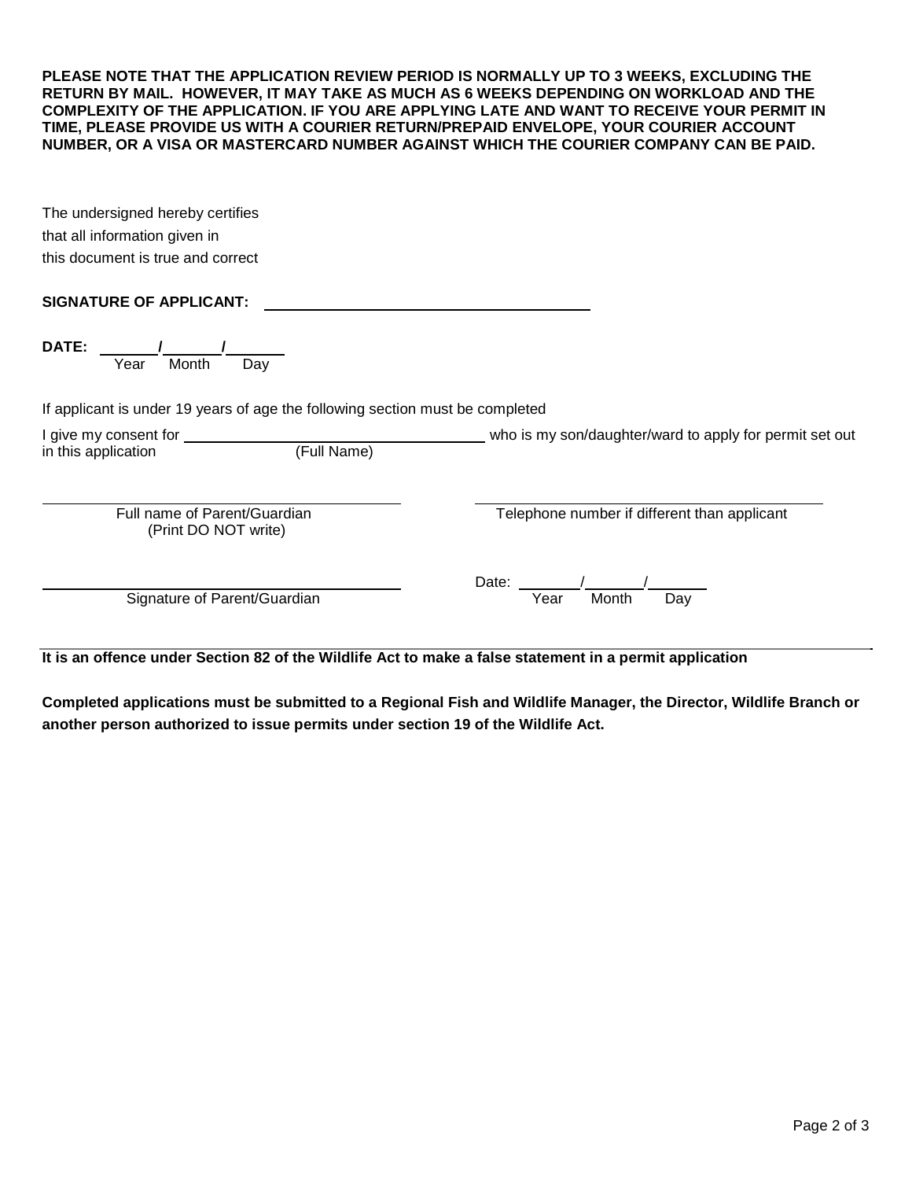**PLEASE NOTE THAT THE APPLICATION REVIEW PERIOD IS NORMALLY UP TO 3 WEEKS, EXCLUDING THE RETURN BY MAIL. HOWEVER, IT MAY TAKE AS MUCH AS 6 WEEKS DEPENDING ON WORKLOAD AND THE COMPLEXITY OF THE APPLICATION. IF YOU ARE APPLYING LATE AND WANT TO RECEIVE YOUR PERMIT IN TIME, PLEASE PROVIDE US WITH A COURIER RETURN/PREPAID ENVELOPE, YOUR COURIER ACCOUNT NUMBER, OR A VISA OR MASTERCARD NUMBER AGAINST WHICH THE COURIER COMPANY CAN BE PAID.**

The undersigned hereby certifies
that all information given in
this document is true and correct

**SIGNATURE OF APPLICANT:** ______________________________

**DATE:** _______/_______/_______
Year Month Day

If applicant is under 19 years of age the following section must be completed

I give my consent for ______________________________ who is my son/daughter/ward to apply for permit set out in this application (Full Name)

______________________________
Full name of Parent/Guardian
(Print DO NOT write)

______________________________
Telephone number if different than applicant

______________________________
Signature of Parent/Guardian

Date: _______/_______/_______
Year Month Day

**It is an offence under Section 82 of the Wildlife Act to make a false statement in a permit application**

**Completed applications must be submitted to a Regional Fish and Wildlife Manager, the Director, Wildlife Branch or another person authorized to issue permits under section 19 of the Wildlife Act.**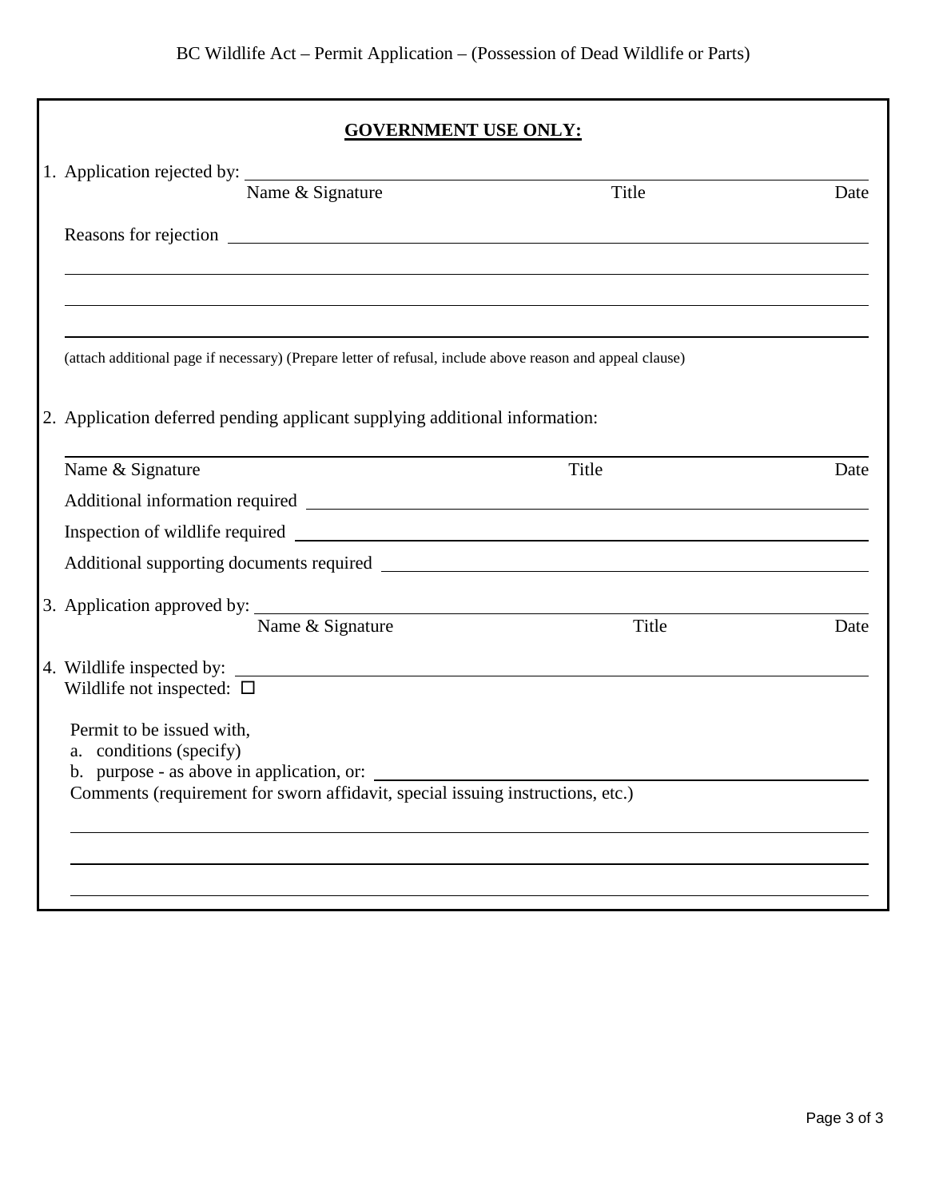## GOVERNMENT USE ONLY:

1. Application rejected by: ______________________________________________

   Name & Signature &nbsp;&nbsp;&nbsp;&nbsp; Title &nbsp;&nbsp;&nbsp;&nbsp; Date

   Reasons for rejection ______________________________________________

   ______________________________________________

   ______________________________________________

   ______________________________________________

   (attach additional page if necessary) (Prepare letter of refusal, include above reason and appeal clause)

2. Application deferred pending applicant supplying additional information:

   ______________________________________________

   Name & Signature &nbsp;&nbsp;&nbsp;&nbsp; Title &nbsp;&nbsp;&nbsp;&nbsp; Date

   Additional information required ______________________________________________

   Inspection of wildlife required ______________________________________________

   Additional supporting documents required ______________________________________________

3. Application approved by: ______________________________________________

   Name & Signature &nbsp;&nbsp;&nbsp;&nbsp; Title &nbsp;&nbsp;&nbsp;&nbsp; Date

4. Wildlife inspected by: ______________________________________________

   Wildlife not inspected: ☐

   Permit to be issued with,

   a. conditions (specify)

   b. purpose - as above in application, or: ______________________________________________

   Comments (requirement for sworn affidavit, special issuing instructions, etc.)

   ______________________________________________

   ______________________________________________

   ______________________________________________